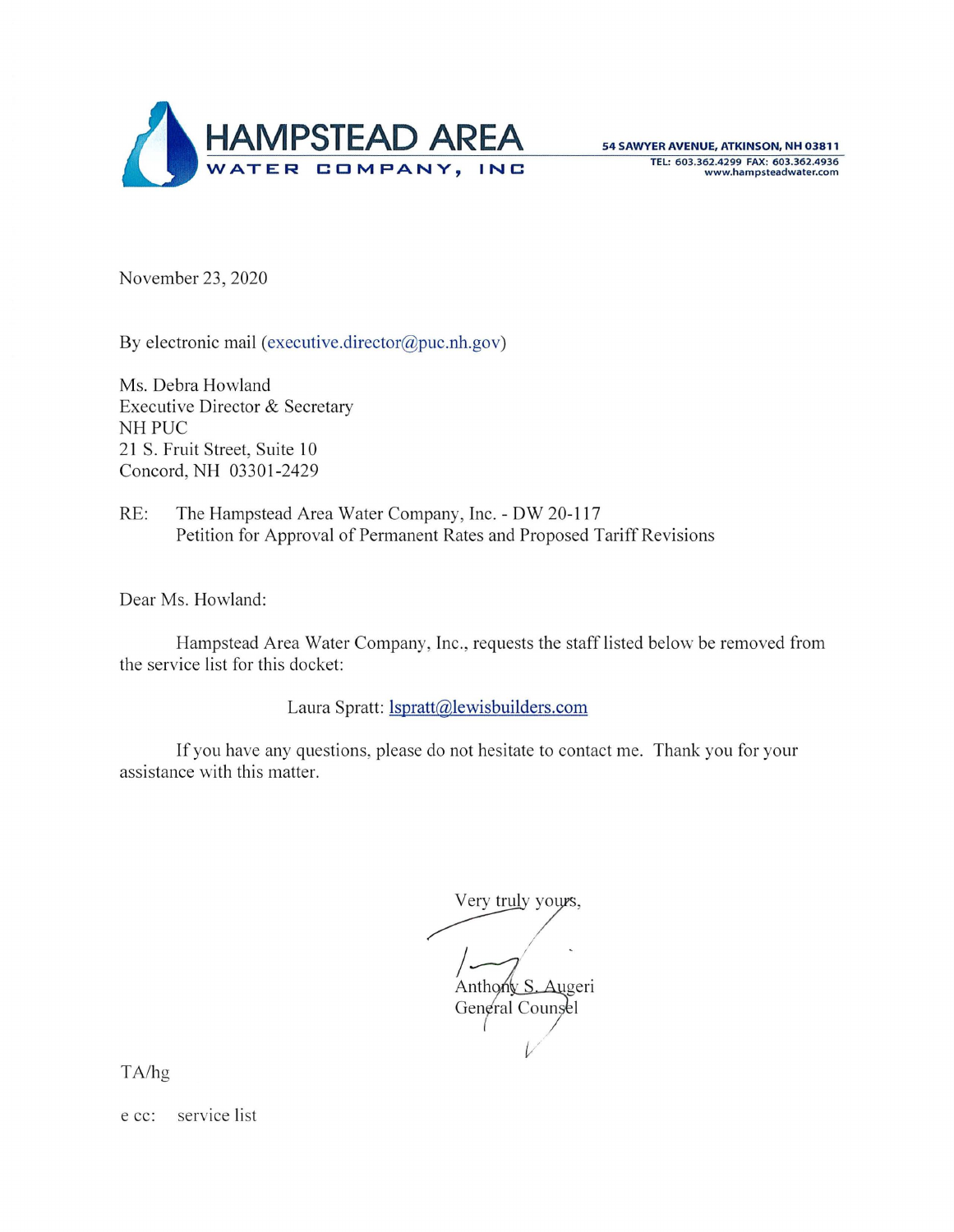# HAMPSTEAD AREA
WATER COMPANY, INC

**54 SAWYER AVENUE, ATKINSON, NH 03811**
TEL: 603.362.4299 FAX: 603.362.4936
www.hampsteadwater.com

November 23, 2020

By electronic mail (executive.director@puc.nh.gov)

Ms. Debra Howland
Executive Director & Secretary
NH PUC
21 S. Fruit Street, Suite 10
Concord, NH 03301-2429

RE: The Hampstead Area Water Company, Inc. - DW 20-117
Petition for Approval of Permanent Rates and Proposed Tariff Revisions

Dear Ms. Howland:

Hampstead Area Water Company, Inc., requests the staff listed below be removed from the service list for this docket:

Laura Spratt: lspratt@lewisbuilders.com

If you have any questions, please do not hesitate to contact me. Thank you for your assistance with this matter.

Very truly yours,

Anthony S. Augeri
General Counsel

TA/hg

e cc: service list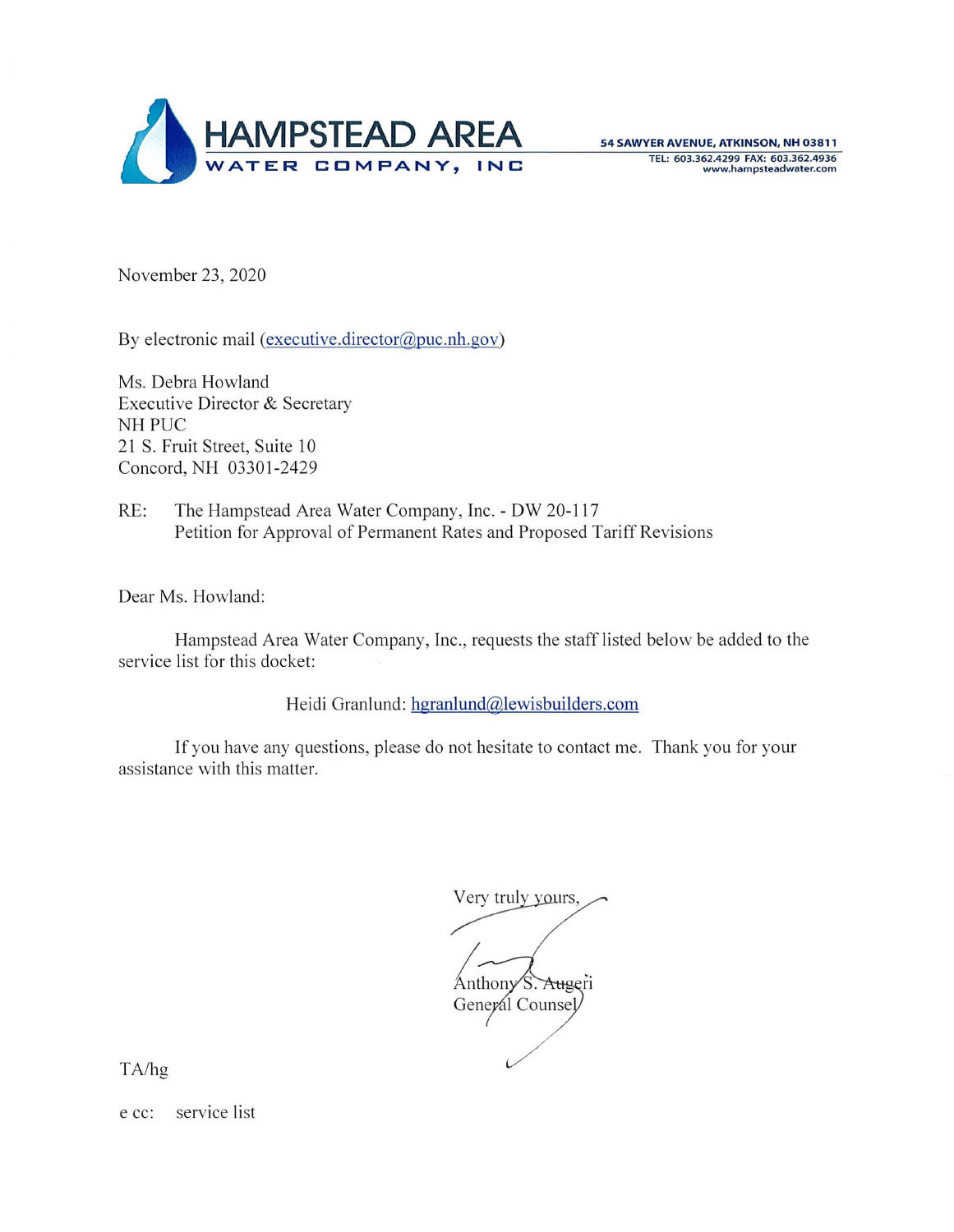**HAMPSTEAD AREA**
**WATER COMPANY, INC**

**54 SAWYER AVENUE, ATKINSON, NH 03811**
**TEL: 603.362.4299 FAX: 603.362.4936**
**www.hampsteadwater.com**

November 23, 2020

By electronic mail (executive.director@puc.nh.gov)

Ms. Debra Howland
Executive Director & Secretary
NH PUC
21 S. Fruit Street, Suite 10
Concord, NH 03301-2429

RE: The Hampstead Area Water Company, Inc. - DW 20-117
Petition for Approval of Permanent Rates and Proposed Tariff Revisions

Dear Ms. Howland:

Hampstead Area Water Company, Inc., requests the staff listed below be added to the service list for this docket:

Heidi Granlund: hgranlund@lewisbuilders.com

If you have any questions, please do not hesitate to contact me. Thank you for your assistance with this matter.

Very truly yours,

Anthony S. Augeri
General Counsel

TA/hg

e cc: service list